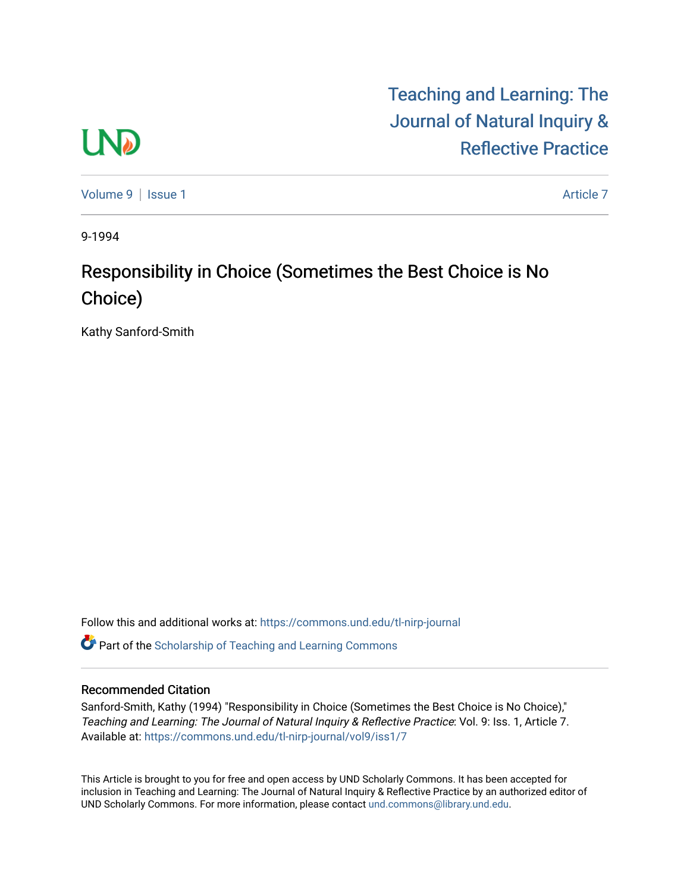# Teaching and Learning: The Journal of Natural Inquiry & Reflective Practice

Volume 9 | Issue 1

Article 7

9-1994

## Responsibility in Choice (Sometimes the Best Choice is No Choice)

Kathy Sanford-Smith

Follow this and additional works at: https://commons.und.edu/tl-nirp-journal

Part of the Scholarship of Teaching and Learning Commons

### Recommended Citation

Sanford-Smith, Kathy (1994) "Responsibility in Choice (Sometimes the Best Choice is No Choice)," *Teaching and Learning: The Journal of Natural Inquiry & Reflective Practice*: Vol. 9: Iss. 1, Article 7. Available at: https://commons.und.edu/tl-nirp-journal/vol9/iss1/7

This Article is brought to you for free and open access by UND Scholarly Commons. It has been accepted for inclusion in Teaching and Learning: The Journal of Natural Inquiry & Reflective Practice by an authorized editor of UND Scholarly Commons. For more information, please contact und.commons@library.und.edu.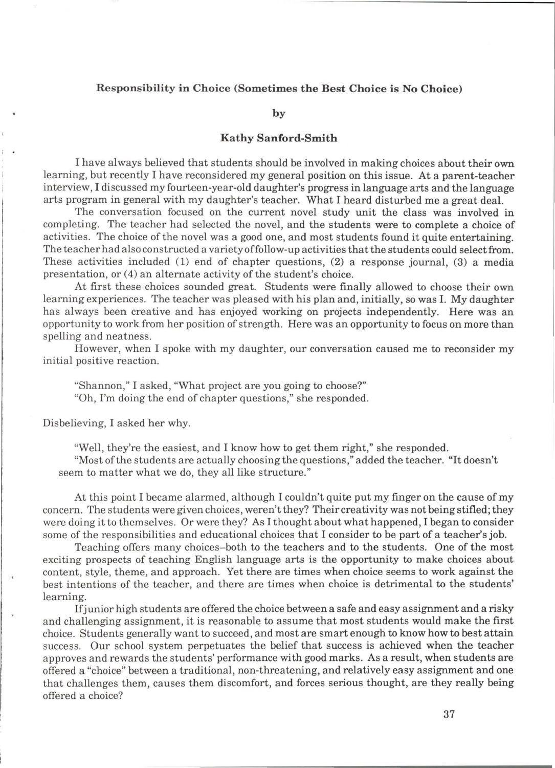**Responsibility in Choice (Sometimes the Best Choice is No Choice)**

**by**

**Kathy Sanford-Smith**

I have always believed that students should be involved in making choices about their own learning, but recently I have reconsidered my general position on this issue. At a parent-teacher interview, I discussed my fourteen-year-old daughter's progress in language arts and the language arts program in general with my daughter's teacher. What I heard disturbed me a great deal.

The conversation focused on the current novel study unit the class was involved in completing. The teacher had selected the novel, and the students were to complete a choice of activities. The choice of the novel was a good one, and most students found it quite entertaining. The teacher had also constructed a variety of follow-up activities that the students could select from. These activities included (1) end of chapter questions, (2) a response journal, (3) a media presentation, or (4) an alternate activity of the student's choice.

At first these choices sounded great. Students were finally allowed to choose their own learning experiences. The teacher was pleased with his plan and, initially, so was I. My daughter has always been creative and has enjoyed working on projects independently. Here was an opportunity to work from her position of strength. Here was an opportunity to focus on more than spelling and neatness.

However, when I spoke with my daughter, our conversation caused me to reconsider my initial positive reaction.

> "Shannon," I asked, "What project are you going to choose?"
> "Oh, I'm doing the end of chapter questions," she responded.

Disbelieving, I asked her why.

> "Well, they're the easiest, and I know how to get them right," she responded.
> "Most of the students are actually choosing the questions," added the teacher. "It doesn't seem to matter what we do, they all like structure."

At this point I became alarmed, although I couldn't quite put my finger on the cause of my concern. The students were given choices, weren't they? Their creativity was not being stifled; they were doing it to themselves. Or were they? As I thought about what happened, I began to consider some of the responsibilities and educational choices that I consider to be part of a teacher's job.

Teaching offers many choices–both to the teachers and to the students. One of the most exciting prospects of teaching English language arts is the opportunity to make choices about content, style, theme, and approach. Yet there are times when choice seems to work against the best intentions of the teacher, and there are times when choice is detrimental to the students' learning.

If junior high students are offered the choice between a safe and easy assignment and a risky and challenging assignment, it is reasonable to assume that most students would make the first choice. Students generally want to succeed, and most are smart enough to know how to best attain success. Our school system perpetuates the belief that success is achieved when the teacher approves and rewards the students' performance with good marks. As a result, when students are offered a "choice" between a traditional, non-threatening, and relatively easy assignment and one that challenges them, causes them discomfort, and forces serious thought, are they really being offered a choice?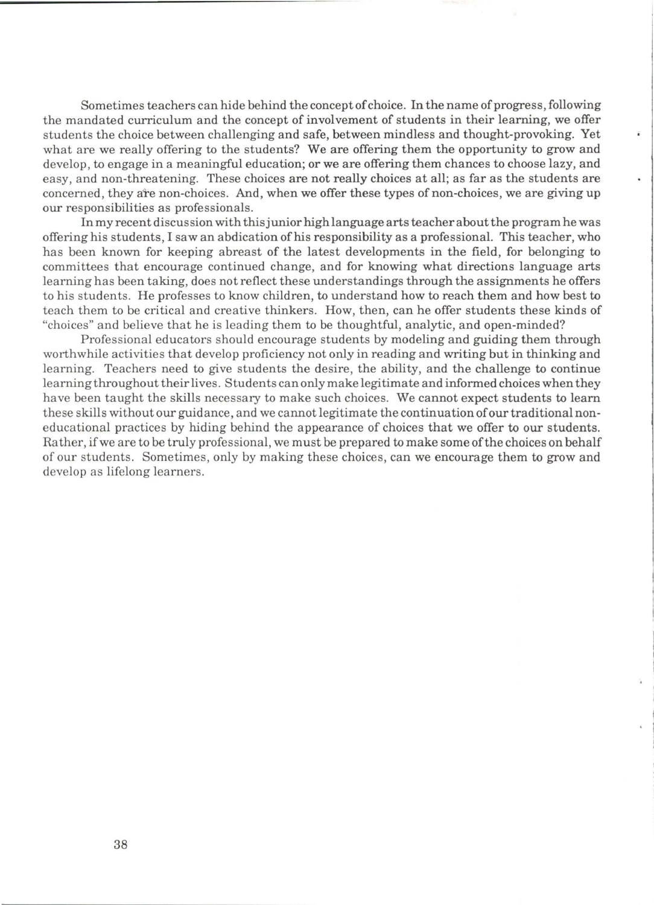Sometimes teachers can hide behind the concept of choice. In the name of progress, following the mandated curriculum and the concept of involvement of students in their learning, we offer students the choice between challenging and safe, between mindless and thought-provoking. Yet what are we really offering to the students? We are offering them the opportunity to grow and develop, to engage in a meaningful education; or we are offering them chances to choose lazy, and easy, and non-threatening. These choices are not really choices at all; as far as the students are concerned, they are non-choices. And, when we offer these types of non-choices, we are giving up our responsibilities as professionals.

In my recent discussion with this junior high language arts teacher about the program he was offering his students, I saw an abdication of his responsibility as a professional. This teacher, who has been known for keeping abreast of the latest developments in the field, for belonging to committees that encourage continued change, and for knowing what directions language arts learning has been taking, does not reflect these understandings through the assignments he offers to his students. He professes to know children, to understand how to reach them and how best to teach them to be critical and creative thinkers. How, then, can he offer students these kinds of "choices" and believe that he is leading them to be thoughtful, analytic, and open-minded?

Professional educators should encourage students by modeling and guiding them through worthwhile activities that develop proficiency not only in reading and writing but in thinking and learning. Teachers need to give students the desire, the ability, and the challenge to continue learning throughout their lives. Students can only make legitimate and informed choices when they have been taught the skills necessary to make such choices. We cannot expect students to learn these skills without our guidance, and we cannot legitimate the continuation of our traditional non-educational practices by hiding behind the appearance of choices that we offer to our students. Rather, if we are to be truly professional, we must be prepared to make some of the choices on behalf of our students. Sometimes, only by making these choices, can we encourage them to grow and develop as lifelong learners.